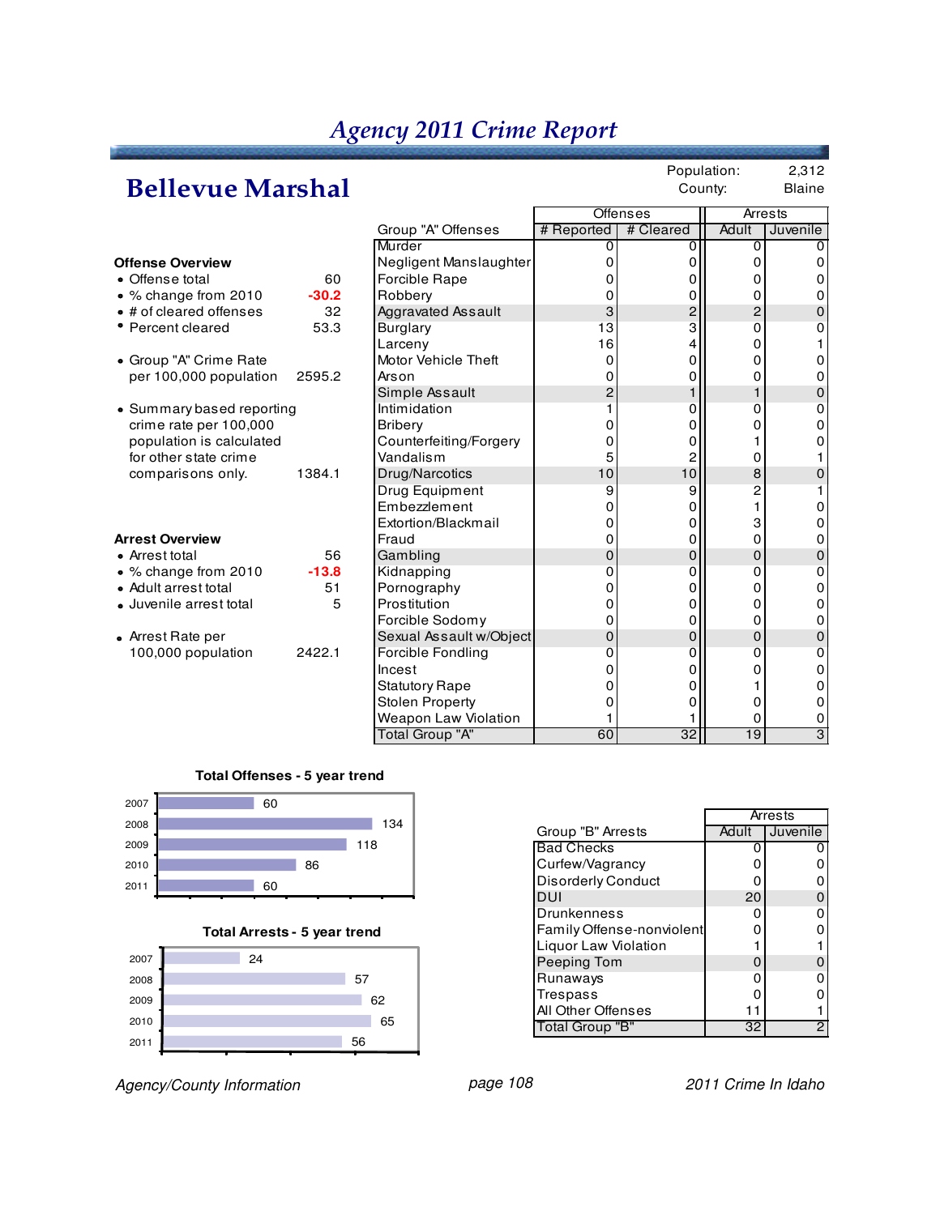# Agency 2011 Crime Report

## Bellevue Marshal

Population: 2,312
County: Blaine

### Offense Overview

- Offense total: 60
- % change from 2010: -30.2
- # of cleared offenses: 32
- Percent cleared: 53.3

- Group "A" Crime Rate per 100,000 population: 2595.2

- Summary based reporting crime rate per 100,000 population is calculated for other state crime comparisons only.: 1384.1

### Arrest Overview

- Arrest total: 56
- % change from 2010: -13.8
- Adult arrest total: 51
- Juvenile arrest total: 5

- Arrest Rate per 100,000 population: 2422.1

| Group "A" Offenses | Offenses | | Arrests | |
|---|---|---|---|---|
| | # Reported | # Cleared | Adult | Juvenile |
| Murder | 0 | 0 | 0 | 0 |
| Negligent Manslaughter | 0 | 0 | 0 | 0 |
| Forcible Rape | 0 | 0 | 0 | 0 |
| Robbery | 0 | 0 | 0 | 0 |
| Aggravated Assault | 3 | 2 | 2 | 0 |
| Burglary | 13 | 3 | 0 | 0 |
| Larceny | 16 | 4 | 0 | 1 |
| Motor Vehicle Theft | 0 | 0 | 0 | 0 |
| Arson | 0 | 0 | 0 | 0 |
| Simple Assault | 2 | 1 | 1 | 0 |
| Intimidation | 1 | 0 | 0 | 0 |
| Bribery | 0 | 0 | 0 | 0 |
| Counterfeiting/Forgery | 0 | 0 | 1 | 0 |
| Vandalism | 5 | 2 | 0 | 1 |
| Drug/Narcotics | 10 | 10 | 8 | 0 |
| Drug Equipment | 9 | 9 | 2 | 1 |
| Embezzlement | 0 | 0 | 1 | 0 |
| Extortion/Blackmail | 0 | 0 | 3 | 0 |
| Fraud | 0 | 0 | 0 | 0 |
| Gambling | 0 | 0 | 0 | 0 |
| Kidnapping | 0 | 0 | 0 | 0 |
| Pornography | 0 | 0 | 0 | 0 |
| Prostitution | 0 | 0 | 0 | 0 |
| Forcible Sodomy | 0 | 0 | 0 | 0 |
| Sexual Assault w/Object | 0 | 0 | 0 | 0 |
| Forcible Fondling | 0 | 0 | 0 | 0 |
| Incest | 0 | 0 | 0 | 0 |
| Statutory Rape | 0 | 0 | 1 | 0 |
| Stolen Property | 0 | 0 | 0 | 0 |
| Weapon Law Violation | 1 | 1 | 0 | 0 |
| Total Group "A" | 60 | 32 | 19 | 3 |

**Total Offenses - 5 year trend**

| Year | Total Offenses |
|---|---|
| 2007 | 60 |
| 2008 | 134 |
| 2009 | 118 |
| 2010 | 86 |
| 2011 | 60 |

**Total Arrests - 5 year trend**

| Year | Total Arrests |
|---|---|
| 2007 | 24 |
| 2008 | 57 |
| 2009 | 62 |
| 2010 | 65 |
| 2011 | 56 |

| Group "B" Arrests | Arrests | |
|---|---|---|
| | Adult | Juvenile |
| Bad Checks | 0 | 0 |
| Curfew/Vagrancy | 0 | 0 |
| Disorderly Conduct | 0 | 0 |
| DUI | 20 | 0 |
| Drunkenness | 0 | 0 |
| Family Offense-nonviolent | 0 | 0 |
| Liquor Law Violation | 1 | 1 |
| Peeping Tom | 0 | 0 |
| Runaways | 0 | 0 |
| Trespass | 0 | 0 |
| All Other Offenses | 11 | 1 |
| Total Group "B" | 32 | 2 |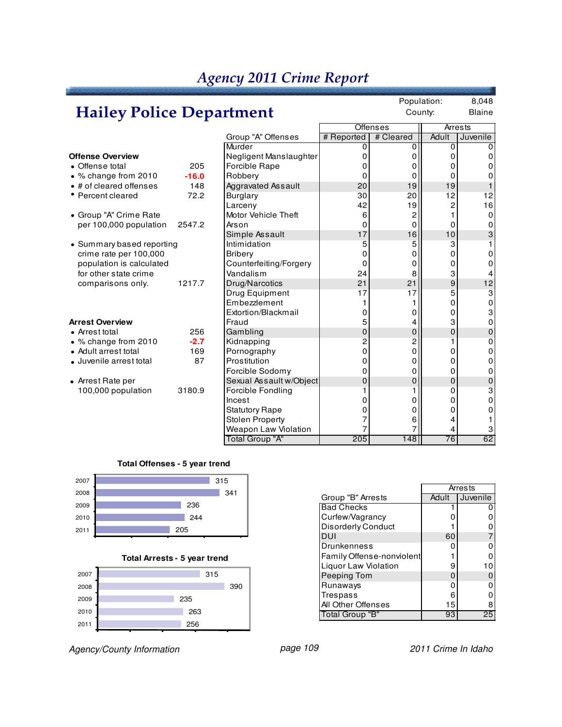# Agency 2011 Crime Report

## Hailey Police Department

Population: 8,048
County: Blaine

### Offense Overview

- Offense total: 205
- % change from 2010: -16.0
- # of cleared offenses: 148
- Percent cleared: 72.2
- Group "A" Crime Rate per 100,000 population: 2547.2
- Summary based reporting crime rate per 100,000 population is calculated for other state crime comparisons only.: 1217.7

### Arrest Overview

- Arrest total: 256
- % change from 2010: -2.7
- Adult arrest total: 169
- Juvenile arrest total: 87
- Arrest Rate per 100,000 population: 3180.9

| Group "A" Offenses | Offenses | | Arrests | |
|---|---|---|---|---|
| | # Reported | # Cleared | Adult | Juvenile |
| Murder | 0 | 0 | 0 | 0 |
| Negligent Manslaughter | 0 | 0 | 0 | 0 |
| Forcible Rape | 0 | 0 | 0 | 0 |
| Robbery | 0 | 0 | 0 | 0 |
| Aggravated Assault | 20 | 19 | 19 | 1 |
| Burglary | 30 | 20 | 12 | 12 |
| Larceny | 42 | 19 | 2 | 16 |
| Motor Vehicle Theft | 6 | 2 | 1 | 0 |
| Arson | 0 | 0 | 0 | 0 |
| Simple Assault | 17 | 16 | 10 | 3 |
| Intimidation | 5 | 5 | 3 | 1 |
| Bribery | 0 | 0 | 0 | 0 |
| Counterfeiting/Forgery | 0 | 0 | 0 | 0 |
| Vandalism | 24 | 8 | 3 | 4 |
| Drug/Narcotics | 21 | 21 | 9 | 12 |
| Drug Equipment | 17 | 17 | 5 | 3 |
| Embezzlement | 1 | 1 | 0 | 0 |
| Extortion/Blackmail | 0 | 0 | 0 | 3 |
| Fraud | 5 | 4 | 3 | 0 |
| Gambling | 0 | 0 | 0 | 0 |
| Kidnapping | 2 | 2 | 1 | 0 |
| Pornography | 0 | 0 | 0 | 0 |
| Prostitution | 0 | 0 | 0 | 0 |
| Forcible Sodomy | 0 | 0 | 0 | 0 |
| Sexual Assault w/Object | 0 | 0 | 0 | 0 |
| Forcible Fondling | 1 | 1 | 0 | 3 |
| Incest | 0 | 0 | 0 | 0 |
| Statutory Rape | 0 | 0 | 0 | 0 |
| Stolen Property | 7 | 6 | 4 | 1 |
| Weapon Law Violation | 7 | 7 | 4 | 3 |
| Total Group "A" | 205 | 148 | 76 | 62 |

### Total Offenses - 5 year trend

| Year | Total Offenses |
|---|---|
| 2007 | 315 |
| 2008 | 341 |
| 2009 | 236 |
| 2010 | 244 |
| 2011 | 205 |

### Total Arrests - 5 year trend

| Year | Total Arrests |
|---|---|
| 2007 | 315 |
| 2008 | 390 |
| 2009 | 235 |
| 2010 | 263 |
| 2011 | 256 |

| Group "B" Arrests | Arrests | |
|---|---|---|
| | Adult | Juvenile |
| Bad Checks | 1 | 0 |
| Curfew/Vagrancy | 0 | 0 |
| Disorderly Conduct | 1 | 0 |
| DUI | 60 | 7 |
| Drunkenness | 0 | 0 |
| Family Offense-nonviolent | 1 | 0 |
| Liquor Law Violation | 9 | 10 |
| Peeping Tom | 0 | 0 |
| Runaways | 0 | 0 |
| Trespass | 6 | 0 |
| All Other Offenses | 15 | 8 |
| Total Group "B" | 93 | 25 |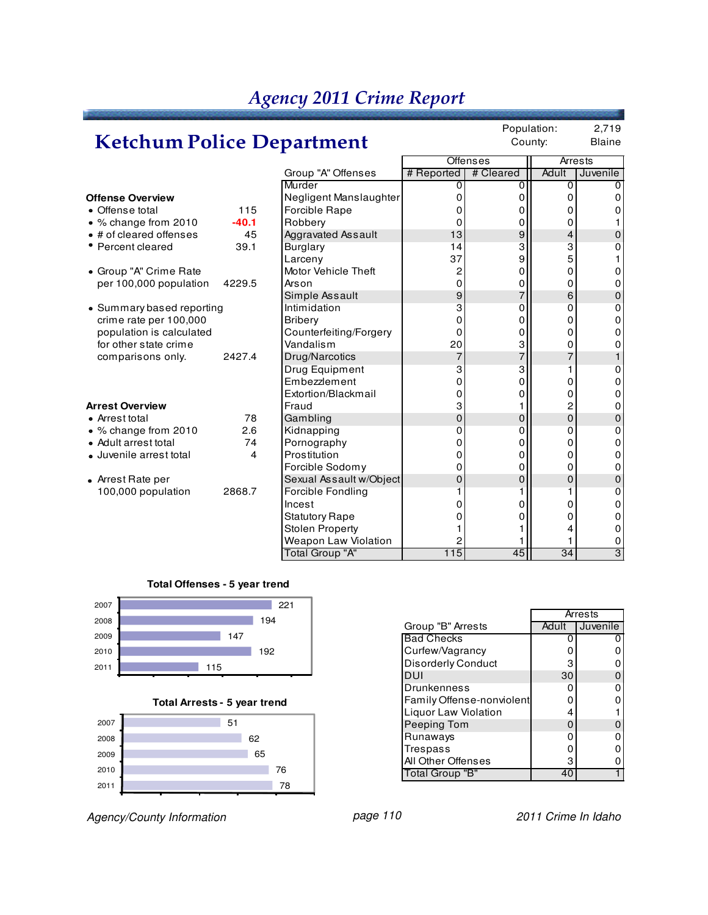# Agency 2011 Crime Report

## Ketchum Police Department

Population: 2,719
County: Blaine

**Offense Overview**

- Offense total: 115
- % change from 2010: -40.1
- # of cleared offenses: 45
- Percent cleared: 39.1
- Group "A" Crime Rate per 100,000 population: 4229.5
- Summary based reporting crime rate per 100,000 population is calculated for other state crime comparisons only.: 2427.4

**Arrest Overview**

- Arrest total: 78
- % change from 2010: 2.6
- Adult arrest total: 74
- Juvenile arrest total: 4
- Arrest Rate per 100,000 population: 2868.7

| Group "A" Offenses | Offenses | | Arrests | |
|---|---|---|---|---|
| | # Reported | # Cleared | Adult | Juvenile |
| Murder | 0 | 0 | 0 | 0 |
| Negligent Manslaughter | 0 | 0 | 0 | 0 |
| Forcible Rape | 0 | 0 | 0 | 0 |
| Robbery | 0 | 0 | 0 | 1 |
| Aggravated Assault | 13 | 9 | 4 | 0 |
| Burglary | 14 | 3 | 3 | 0 |
| Larceny | 37 | 9 | 5 | 1 |
| Motor Vehicle Theft | 2 | 0 | 0 | 0 |
| Arson | 0 | 0 | 0 | 0 |
| Simple Assault | 9 | 7 | 6 | 0 |
| Intimidation | 3 | 0 | 0 | 0 |
| Bribery | 0 | 0 | 0 | 0 |
| Counterfeiting/Forgery | 0 | 0 | 0 | 0 |
| Vandalism | 20 | 3 | 0 | 0 |
| Drug/Narcotics | 7 | 7 | 7 | 1 |
| Drug Equipment | 3 | 3 | 1 | 0 |
| Embezzlement | 0 | 0 | 0 | 0 |
| Extortion/Blackmail | 0 | 0 | 0 | 0 |
| Fraud | 3 | 1 | 2 | 0 |
| Gambling | 0 | 0 | 0 | 0 |
| Kidnapping | 0 | 0 | 0 | 0 |
| Pornography | 0 | 0 | 0 | 0 |
| Prostitution | 0 | 0 | 0 | 0 |
| Forcible Sodomy | 0 | 0 | 0 | 0 |
| Sexual Assault w/Object | 0 | 0 | 0 | 0 |
| Forcible Fondling | 1 | 1 | 1 | 0 |
| Incest | 0 | 0 | 0 | 0 |
| Statutory Rape | 0 | 0 | 0 | 0 |
| Stolen Property | 1 | 1 | 4 | 0 |
| Weapon Law Violation | 2 | 1 | 1 | 0 |
| Total Group "A" | 115 | 45 | 34 | 3 |

**Total Offenses - 5 year trend**

| Year | Total Offenses |
|---|---|
| 2007 | 221 |
| 2008 | 194 |
| 2009 | 147 |
| 2010 | 192 |
| 2011 | 115 |

**Total Arrests - 5 year trend**

| Year | Total Arrests |
|---|---|
| 2007 | 51 |
| 2008 | 62 |
| 2009 | 65 |
| 2010 | 76 |
| 2011 | 78 |

| Group "B" Arrests | Arrests | |
|---|---|---|
| | Adult | Juvenile |
| Bad Checks | 0 | 0 |
| Curfew/Vagrancy | 0 | 0 |
| Disorderly Conduct | 3 | 0 |
| DUI | 30 | 0 |
| Drunkenness | 0 | 0 |
| Family Offense-nonviolent | 0 | 0 |
| Liquor Law Violation | 4 | 1 |
| Peeping Tom | 0 | 0 |
| Runaways | 0 | 0 |
| Trespass | 0 | 0 |
| All Other Offenses | 3 | 0 |
| Total Group "B" | 40 | 1 |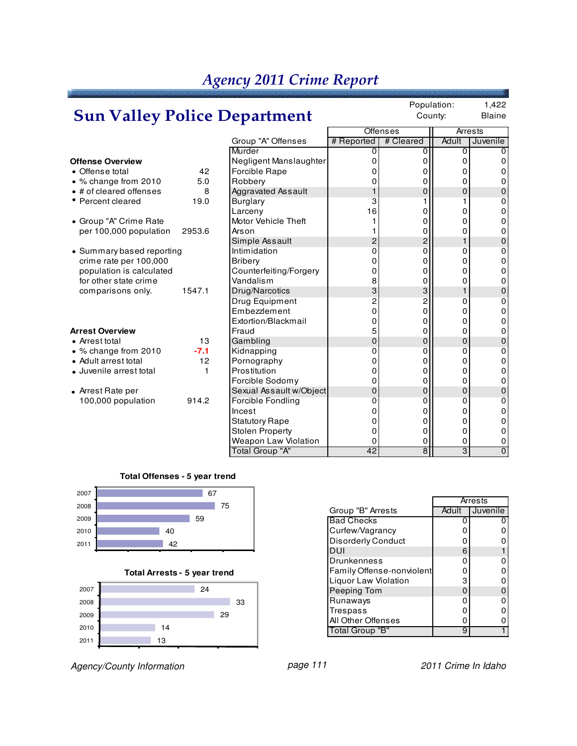# Agency 2011 Crime Report

## Sun Valley Police Department

Population: 1,422
County: Blaine

### Offense Overview

- Offense total: 42
- % change from 2010: 5.0
- # of cleared offenses: 8
- Percent cleared: 19.0
- Group "A" Crime Rate per 100,000 population: 2953.6
- Summary based reporting crime rate per 100,000 population is calculated for other state crime comparisons only.: 1547.1

### Arrest Overview

- Arrest total: 13
- % change from 2010: -7.1
- Adult arrest total: 12
- Juvenile arrest total: 1
- Arrest Rate per 100,000 population: 914.2

| Group "A" Offenses | Offenses | | Arrests | |
|---|---|---|---|---|
| | # Reported | # Cleared | Adult | Juvenile |
| Murder | 0 | 0 | 0 | 0 |
| Negligent Manslaughter | 0 | 0 | 0 | 0 |
| Forcible Rape | 0 | 0 | 0 | 0 |
| Robbery | 0 | 0 | 0 | 0 |
| Aggravated Assault | 1 | 0 | 0 | 0 |
| Burglary | 3 | 1 | 1 | 0 |
| Larceny | 16 | 0 | 0 | 0 |
| Motor Vehicle Theft | 1 | 0 | 0 | 0 |
| Arson | 1 | 0 | 0 | 0 |
| Simple Assault | 2 | 2 | 1 | 0 |
| Intimidation | 0 | 0 | 0 | 0 |
| Bribery | 0 | 0 | 0 | 0 |
| Counterfeiting/Forgery | 0 | 0 | 0 | 0 |
| Vandalism | 8 | 0 | 0 | 0 |
| Drug/Narcotics | 3 | 3 | 1 | 0 |
| Drug Equipment | 2 | 2 | 0 | 0 |
| Embezzlement | 0 | 0 | 0 | 0 |
| Extortion/Blackmail | 0 | 0 | 0 | 0 |
| Fraud | 5 | 0 | 0 | 0 |
| Gambling | 0 | 0 | 0 | 0 |
| Kidnapping | 0 | 0 | 0 | 0 |
| Pornography | 0 | 0 | 0 | 0 |
| Prostitution | 0 | 0 | 0 | 0 |
| Forcible Sodomy | 0 | 0 | 0 | 0 |
| Sexual Assault w/Object | 0 | 0 | 0 | 0 |
| Forcible Fondling | 0 | 0 | 0 | 0 |
| Incest | 0 | 0 | 0 | 0 |
| Statutory Rape | 0 | 0 | 0 | 0 |
| Stolen Property | 0 | 0 | 0 | 0 |
| Weapon Law Violation | 0 | 0 | 0 | 0 |
| Total Group "A" | 42 | 8 | 3 | 0 |

### Total Offenses - 5 year trend

| Year | Offenses |
|---|---|
| 2007 | 67 |
| 2008 | 75 |
| 2009 | 59 |
| 2010 | 40 |
| 2011 | 42 |

### Total Arrests - 5 year trend

| Year | Arrests |
|---|---|
| 2007 | 24 |
| 2008 | 33 |
| 2009 | 29 |
| 2010 | 14 |
| 2011 | 13 |

| Group "B" Arrests | Arrests | |
|---|---|---|
| | Adult | Juvenile |
| Bad Checks | 0 | 0 |
| Curfew/Vagrancy | 0 | 0 |
| Disorderly Conduct | 0 | 0 |
| DUI | 6 | 1 |
| Drunkenness | 0 | 0 |
| Family Offense-nonviolent | 0 | 0 |
| Liquor Law Violation | 3 | 0 |
| Peeping Tom | 0 | 0 |
| Runaways | 0 | 0 |
| Trespass | 0 | 0 |
| All Other Offenses | 0 | 0 |
| Total Group "B" | 9 | 1 |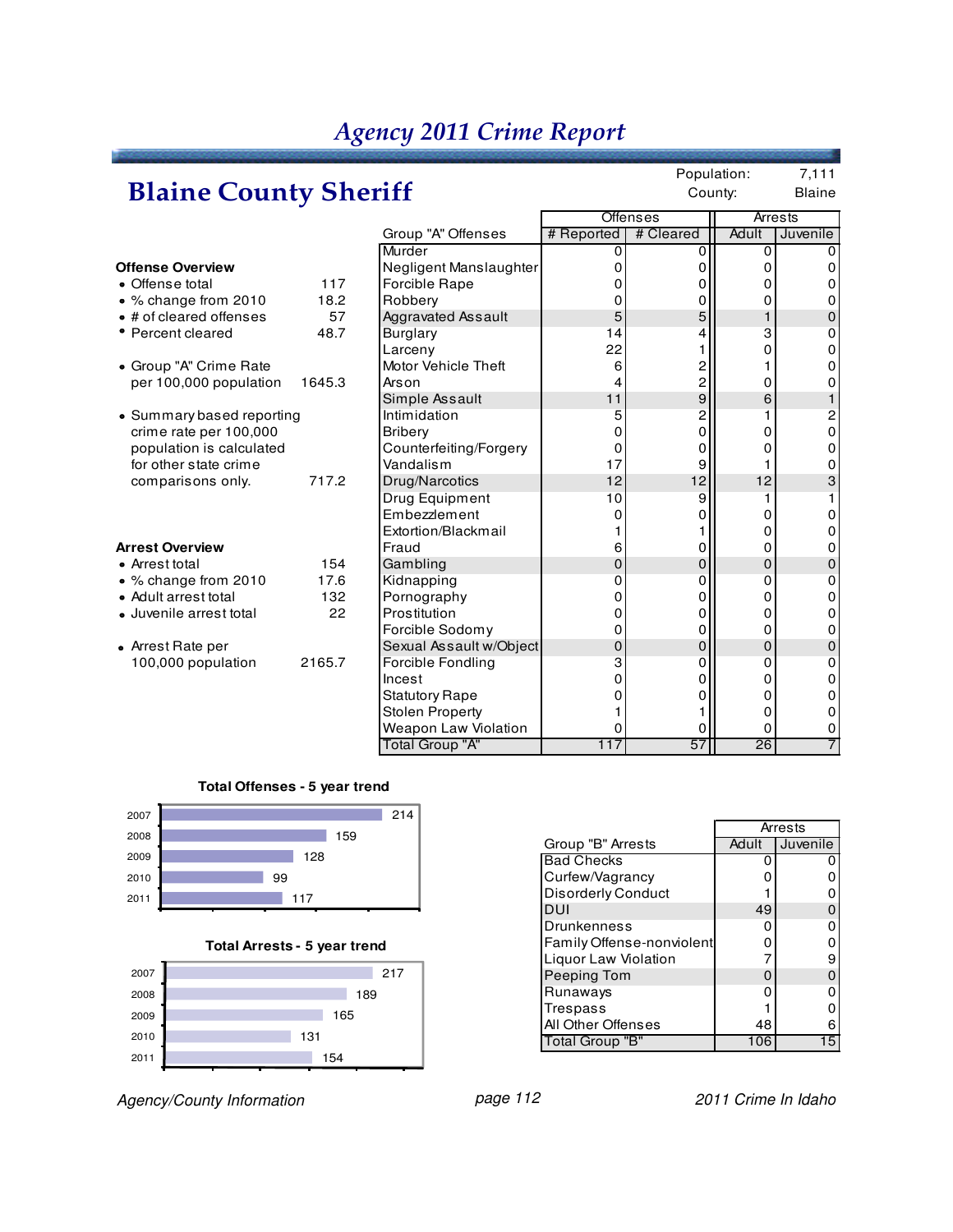# Agency 2011 Crime Report

## Blaine County Sheriff

Population: 7,111
County: Blaine

**Offense Overview**

- Offense total 117
- % change from 2010 18.2
- # of cleared offenses 57
- Percent cleared 48.7

- Group "A" Crime Rate per 100,000 population 1645.3

- Summary based reporting crime rate per 100,000 population is calculated for other state crime comparisons only. 717.2

**Arrest Overview**

- Arrest total 154
- % change from 2010 17.6
- Adult arrest total 132
- Juvenile arrest total 22

- Arrest Rate per 100,000 population 2165.7

| Group "A" Offenses | Offenses | | Arrests | |
|---|---|---|---|---|
| | # Reported | # Cleared | Adult | Juvenile |
| Murder | 0 | 0 | 0 | 0 |
| Negligent Manslaughter | 0 | 0 | 0 | 0 |
| Forcible Rape | 0 | 0 | 0 | 0 |
| Robbery | 0 | 0 | 0 | 0 |
| Aggravated Assault | 5 | 5 | 1 | 0 |
| Burglary | 14 | 4 | 3 | 0 |
| Larceny | 22 | 1 | 0 | 0 |
| Motor Vehicle Theft | 6 | 2 | 1 | 0 |
| Arson | 4 | 2 | 0 | 0 |
| Simple Assault | 11 | 9 | 6 | 1 |
| Intimidation | 5 | 2 | 1 | 2 |
| Bribery | 0 | 0 | 0 | 0 |
| Counterfeiting/Forgery | 0 | 0 | 0 | 0 |
| Vandalism | 17 | 9 | 1 | 0 |
| Drug/Narcotics | 12 | 12 | 12 | 3 |
| Drug Equipment | 10 | 9 | 1 | 1 |
| Embezzlement | 0 | 0 | 0 | 0 |
| Extortion/Blackmail | 1 | 1 | 0 | 0 |
| Fraud | 6 | 0 | 0 | 0 |
| Gambling | 0 | 0 | 0 | 0 |
| Kidnapping | 0 | 0 | 0 | 0 |
| Pornography | 0 | 0 | 0 | 0 |
| Prostitution | 0 | 0 | 0 | 0 |
| Forcible Sodomy | 0 | 0 | 0 | 0 |
| Sexual Assault w/Object | 0 | 0 | 0 | 0 |
| Forcible Fondling | 3 | 0 | 0 | 0 |
| Incest | 0 | 0 | 0 | 0 |
| Statutory Rape | 0 | 0 | 0 | 0 |
| Stolen Property | 1 | 1 | 0 | 0 |
| Weapon Law Violation | 0 | 0 | 0 | 0 |
| Total Group "A" | 117 | 57 | 26 | 7 |

**Total Offenses - 5 year trend**

| Year | Total Offenses |
|---|---|
| 2007 | 214 |
| 2008 | 159 |
| 2009 | 128 |
| 2010 | 99 |
| 2011 | 117 |

**Total Arrests - 5 year trend**

| Year | Total Arrests |
|---|---|
| 2007 | 217 |
| 2008 | 189 |
| 2009 | 165 |
| 2010 | 131 |
| 2011 | 154 |

| Group "B" Arrests | Arrests | |
|---|---|---|
| | Adult | Juvenile |
| Bad Checks | 0 | 0 |
| Curfew/Vagrancy | 0 | 0 |
| Disorderly Conduct | 1 | 0 |
| DUI | 49 | 0 |
| Drunkenness | 0 | 0 |
| Family Offense-nonviolent | 0 | 0 |
| Liquor Law Violation | 7 | 9 |
| Peeping Tom | 0 | 0 |
| Runaways | 0 | 0 |
| Trespass | 1 | 0 |
| All Other Offenses | 48 | 6 |
| Total Group "B" | 106 | 15 |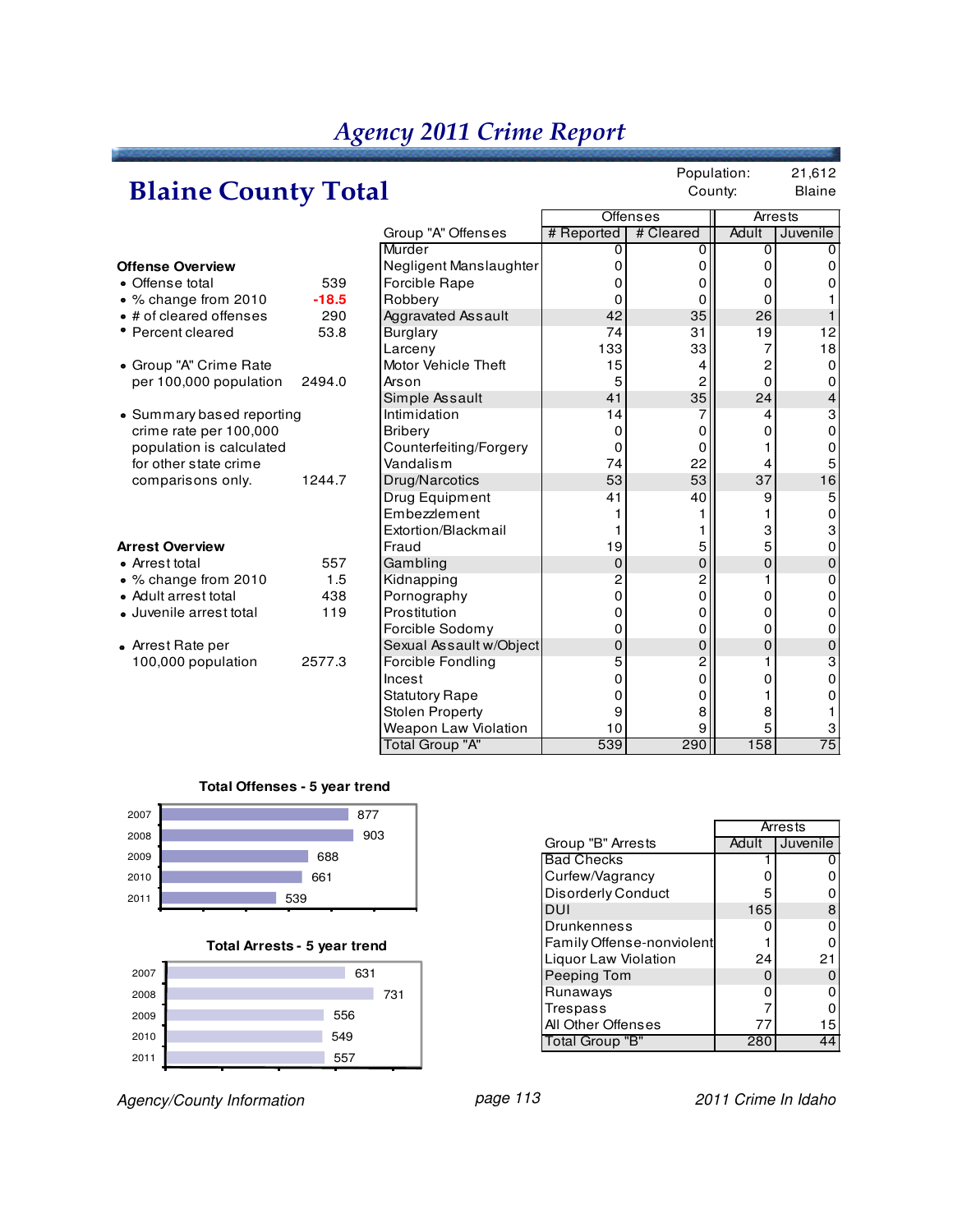# Agency 2011 Crime Report

## Blaine County Total

Population: 21,612
County: Blaine

**Offense Overview**

- Offense total 539
- % change from 2010 -18.5
- # of cleared offenses 290
- Percent cleared 53.8
- Group "A" Crime Rate per 100,000 population 2494.0
- Summary based reporting crime rate per 100,000 population is calculated for other state crime comparisons only. 1244.7

**Arrest Overview**

- Arrest total 557
- % change from 2010 1.5
- Adult arrest total 438
- Juvenile arrest total 119
- Arrest Rate per 100,000 population 2577.3

| Group "A" Offenses | Offenses | | Arrests | |
|---|---|---|---|---|
| | # Reported | # Cleared | Adult | Juvenile |
| Murder | 0 | 0 | 0 | 0 |
| Negligent Manslaughter | 0 | 0 | 0 | 0 |
| Forcible Rape | 0 | 0 | 0 | 0 |
| Robbery | 0 | 0 | 0 | 1 |
| Aggravated Assault | 42 | 35 | 26 | 1 |
| Burglary | 74 | 31 | 19 | 12 |
| Larceny | 133 | 33 | 7 | 18 |
| Motor Vehicle Theft | 15 | 4 | 2 | 0 |
| Arson | 5 | 2 | 0 | 0 |
| Simple Assault | 41 | 35 | 24 | 4 |
| Intimidation | 14 | 7 | 4 | 3 |
| Bribery | 0 | 0 | 0 | 0 |
| Counterfeiting/Forgery | 0 | 0 | 1 | 0 |
| Vandalism | 74 | 22 | 4 | 5 |
| Drug/Narcotics | 53 | 53 | 37 | 16 |
| Drug Equipment | 41 | 40 | 9 | 5 |
| Embezzlement | 1 | 1 | 1 | 0 |
| Extortion/Blackmail | 1 | 1 | 3 | 3 |
| Fraud | 19 | 5 | 5 | 0 |
| Gambling | 0 | 0 | 0 | 0 |
| Kidnapping | 2 | 2 | 1 | 0 |
| Pornography | 0 | 0 | 0 | 0 |
| Prostitution | 0 | 0 | 0 | 0 |
| Forcible Sodomy | 0 | 0 | 0 | 0 |
| Sexual Assault w/Object | 0 | 0 | 0 | 0 |
| Forcible Fondling | 5 | 2 | 1 | 3 |
| Incest | 0 | 0 | 0 | 0 |
| Statutory Rape | 0 | 0 | 1 | 0 |
| Stolen Property | 9 | 8 | 8 | 1 |
| Weapon Law Violation | 10 | 9 | 5 | 3 |
| Total Group "A" | 539 | 290 | 158 | 75 |

**Total Offenses - 5 year trend**

2007 877
2008 903
2009 688
2010 661
2011 539

**Total Arrests - 5 year trend**

2007 631
2008 731
2009 556
2010 549
2011 557

| Group "B" Arrests | Arrests | |
|---|---|---|
| | Adult | Juvenile |
| Bad Checks | 1 | 0 |
| Curfew/Vagrancy | 0 | 0 |
| Disorderly Conduct | 5 | 0 |
| DUI | 165 | 8 |
| Drunkenness | 0 | 0 |
| Family Offense-nonviolent | 1 | 0 |
| Liquor Law Violation | 24 | 21 |
| Peeping Tom | 0 | 0 |
| Runaways | 0 | 0 |
| Trespass | 7 | 0 |
| All Other Offenses | 77 | 15 |
| Total Group "B" | 280 | 44 |

*Agency/County Information*